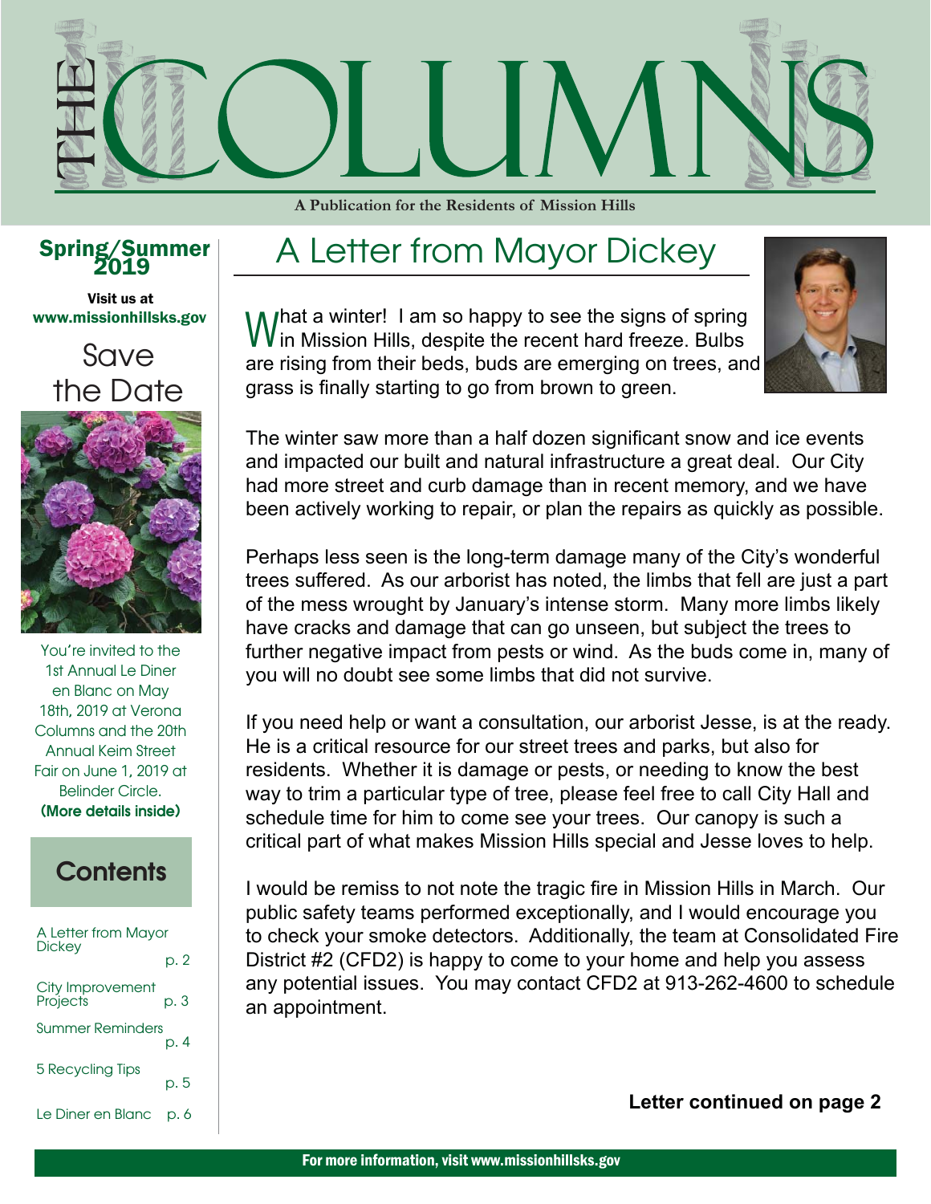# THE COLUMNS

A Publication for the Residents of Mission Hills

**Spring/Summer 2019**

**Visit us at www.missionhillsks.gov**

## Save the Date

You're invited to the 1st Annual Le Diner en Blanc on May 18th, 2019 at Verona Columns and the 20th Annual Keim Street Fair on June 1, 2019 at Belinder Circle.
**(More details inside)**

## Contents

| | |
|---|---|
| A Letter from Mayor Dickey | p. 2 |
| City Improvement Projects | p. 3 |
| Summer Reminders | p. 4 |
| 5 Recycling Tips | p. 5 |
| Le Diner en Blanc | p. 6 |

# A Letter from Mayor Dickey

What a winter! I am so happy to see the signs of spring in Mission Hills, despite the recent hard freeze. Bulbs are rising from their beds, buds are emerging on trees, and grass is finally starting to go from brown to green.

The winter saw more than a half dozen significant snow and ice events and impacted our built and natural infrastructure a great deal. Our City had more street and curb damage than in recent memory, and we have been actively working to repair, or plan the repairs as quickly as possible.

Perhaps less seen is the long-term damage many of the City's wonderful trees suffered. As our arborist has noted, the limbs that fell are just a part of the mess wrought by January's intense storm. Many more limbs likely have cracks and damage that can go unseen, but subject the trees to further negative impact from pests or wind. As the buds come in, many of you will no doubt see some limbs that did not survive.

If you need help or want a consultation, our arborist Jesse, is at the ready. He is a critical resource for our street trees and parks, but also for residents. Whether it is damage or pests, or needing to know the best way to trim a particular type of tree, please feel free to call City Hall and schedule time for him to come see your trees. Our canopy is such a critical part of what makes Mission Hills special and Jesse loves to help.

I would be remiss to not note the tragic fire in Mission Hills in March. Our public safety teams performed exceptionally, and I would encourage you to check your smoke detectors. Additionally, the team at Consolidated Fire District #2 (CFD2) is happy to come to your home and help you assess any potential issues. You may contact CFD2 at 913-262-4600 to schedule an appointment.

**Letter continued on page 2**

For more information, visit www.missionhillsks.gov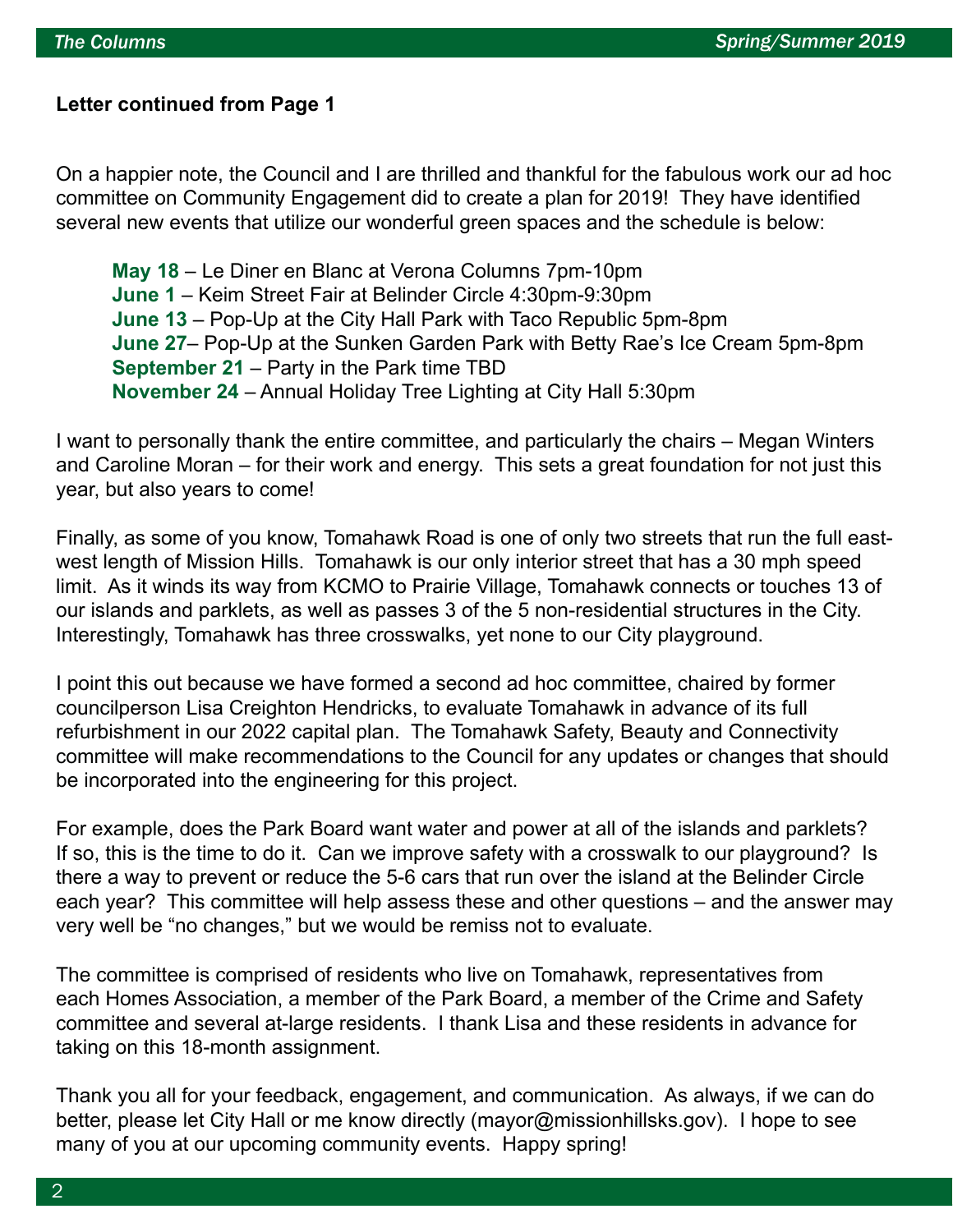**Letter continued from Page 1**

On a happier note, the Council and I are thrilled and thankful for the fabulous work our ad hoc committee on Community Engagement did to create a plan for 2019! They have identified several new events that utilize our wonderful green spaces and the schedule is below:

- **May 18** – Le Diner en Blanc at Verona Columns 7pm-10pm
- **June 1** – Keim Street Fair at Belinder Circle 4:30pm-9:30pm
- **June 13** – Pop-Up at the City Hall Park with Taco Republic 5pm-8pm
- **June 27**– Pop-Up at the Sunken Garden Park with Betty Rae's Ice Cream 5pm-8pm
- **September 21** – Party in the Park time TBD
- **November 24** – Annual Holiday Tree Lighting at City Hall 5:30pm

I want to personally thank the entire committee, and particularly the chairs – Megan Winters and Caroline Moran – for their work and energy. This sets a great foundation for not just this year, but also years to come!

Finally, as some of you know, Tomahawk Road is one of only two streets that run the full east-west length of Mission Hills. Tomahawk is our only interior street that has a 30 mph speed limit. As it winds its way from KCMO to Prairie Village, Tomahawk connects or touches 13 of our islands and parklets, as well as passes 3 of the 5 non-residential structures in the City. Interestingly, Tomahawk has three crosswalks, yet none to our City playground.

I point this out because we have formed a second ad hoc committee, chaired by former councilperson Lisa Creighton Hendricks, to evaluate Tomahawk in advance of its full refurbishment in our 2022 capital plan. The Tomahawk Safety, Beauty and Connectivity committee will make recommendations to the Council for any updates or changes that should be incorporated into the engineering for this project.

For example, does the Park Board want water and power at all of the islands and parklets? If so, this is the time to do it. Can we improve safety with a crosswalk to our playground? Is there a way to prevent or reduce the 5-6 cars that run over the island at the Belinder Circle each year? This committee will help assess these and other questions – and the answer may very well be "no changes," but we would be remiss not to evaluate.

The committee is comprised of residents who live on Tomahawk, representatives from each Homes Association, a member of the Park Board, a member of the Crime and Safety committee and several at-large residents. I thank Lisa and these residents in advance for taking on this 18-month assignment.

Thank you all for your feedback, engagement, and communication. As always, if we can do better, please let City Hall or me know directly (mayor@missionhillsks.gov). I hope to see many of you at our upcoming community events. Happy spring!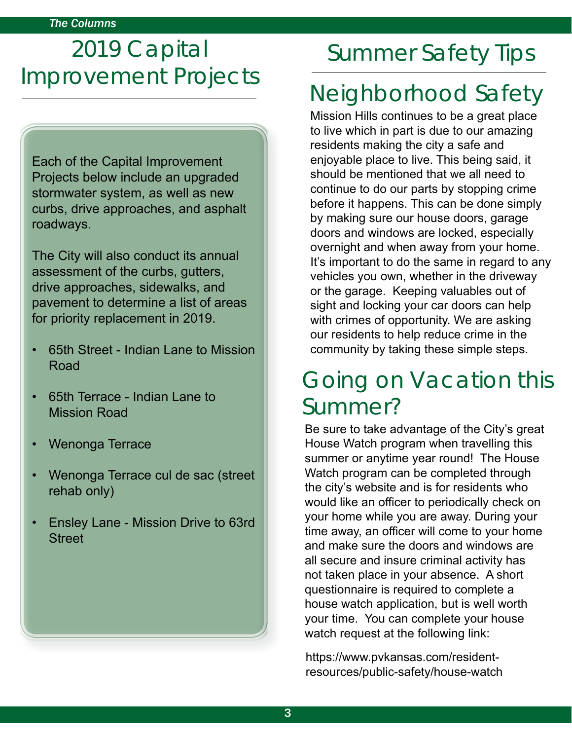# 2019 Capital Improvement Projects

Each of the Capital Improvement Projects below include an upgraded stormwater system, as well as new curbs, drive approaches, and asphalt roadways.

The City will also conduct its annual assessment of the curbs, gutters, drive approaches, sidewalks, and pavement to determine a list of areas for priority replacement in 2019.

- 65th Street - Indian Lane to Mission Road
- 65th Terrace - Indian Lane to Mission Road
- Wenonga Terrace
- Wenonga Terrace cul de sac (street rehab only)
- Ensley Lane - Mission Drive to 63rd Street

# Summer Safety Tips

## Neighborhood Safety

Mission Hills continues to be a great place to live which in part is due to our amazing residents making the city a safe and enjoyable place to live. This being said, it should be mentioned that we all need to continue to do our parts by stopping crime before it happens. This can be done simply by making sure our house doors, garage doors and windows are locked, especially overnight and when away from your home. It's important to do the same in regard to any vehicles you own, whether in the driveway or the garage. Keeping valuables out of sight and locking your car doors can help with crimes of opportunity. We are asking our residents to help reduce crime in the community by taking these simple steps.

## Going on Vacation this Summer?

Be sure to take advantage of the City's great House Watch program when travelling this summer or anytime year round! The House Watch program can be completed through the city's website and is for residents who would like an officer to periodically check on your home while you are away. During your time away, an officer will come to your home and make sure the doors and windows are all secure and insure criminal activity has not taken place in your absence. A short questionnaire is required to complete a house watch application, but is well worth your time. You can complete your house watch request at the following link:

https://www.pvkansas.com/resident-resources/public-safety/house-watch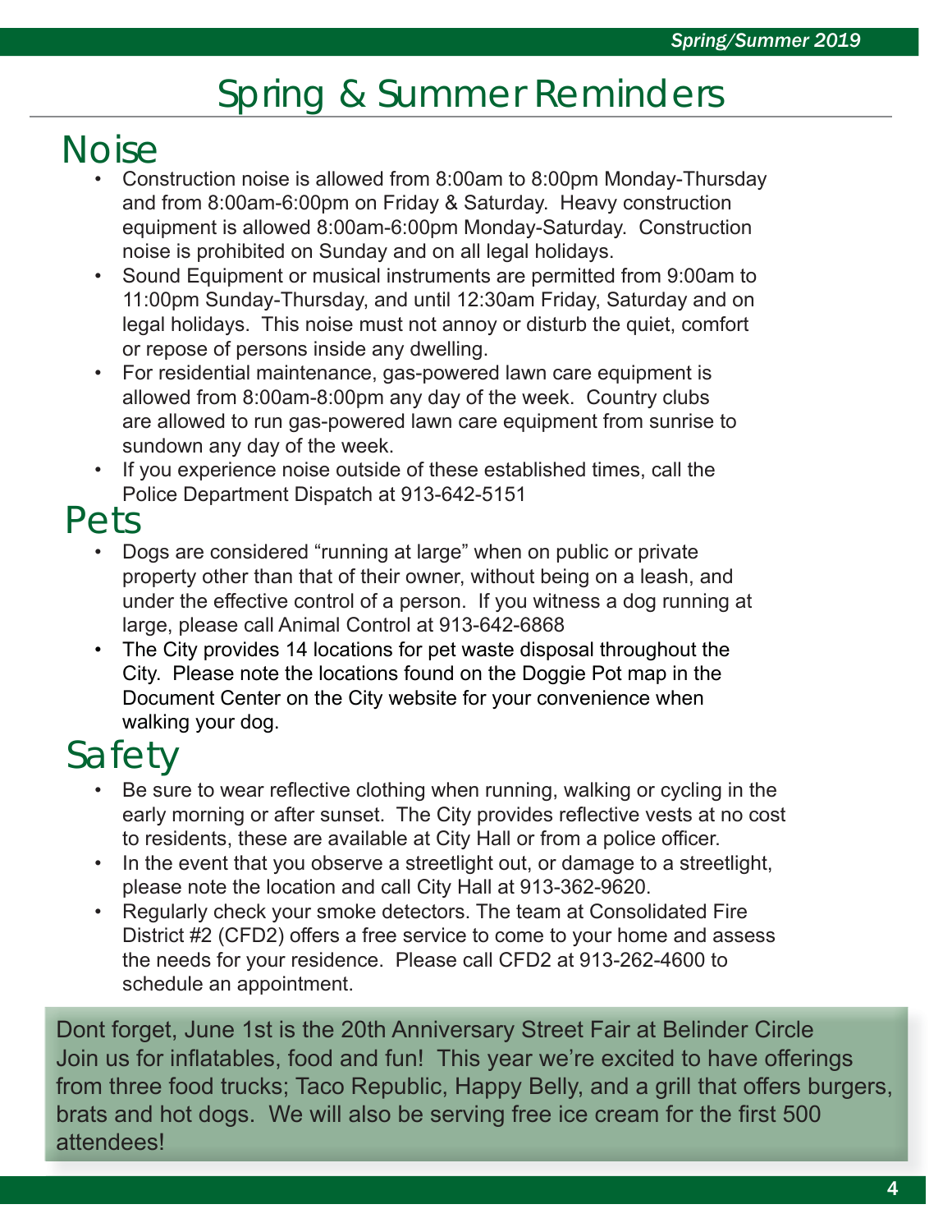# Spring & Summer Reminders

## Noise

- Construction noise is allowed from 8:00am to 8:00pm Monday-Thursday and from 8:00am-6:00pm on Friday & Saturday. Heavy construction equipment is allowed 8:00am-6:00pm Monday-Saturday. Construction noise is prohibited on Sunday and on all legal holidays.
- Sound Equipment or musical instruments are permitted from 9:00am to 11:00pm Sunday-Thursday, and until 12:30am Friday, Saturday and on legal holidays. This noise must not annoy or disturb the quiet, comfort or repose of persons inside any dwelling.
- For residential maintenance, gas-powered lawn care equipment is allowed from 8:00am-8:00pm any day of the week. Country clubs are allowed to run gas-powered lawn care equipment from sunrise to sundown any day of the week.
- If you experience noise outside of these established times, call the Police Department Dispatch at 913-642-5151

## Pets

- Dogs are considered "running at large" when on public or private property other than that of their owner, without being on a leash, and under the effective control of a person. If you witness a dog running at large, please call Animal Control at 913-642-6868
- The City provides 14 locations for pet waste disposal throughout the City. Please note the locations found on the Doggie Pot map in the Document Center on the City website for your convenience when walking your dog.

## Safety

- Be sure to wear reflective clothing when running, walking or cycling in the early morning or after sunset. The City provides reflective vests at no cost to residents, these are available at City Hall or from a police officer.
- In the event that you observe a streetlight out, or damage to a streetlight, please note the location and call City Hall at 913-362-9620.
- Regularly check your smoke detectors. The team at Consolidated Fire District #2 (CFD2) offers a free service to come to your home and assess the needs for your residence. Please call CFD2 at 913-262-4600 to schedule an appointment.

Dont forget, June 1st is the 20th Anniversary Street Fair at Belinder Circle
Join us for inflatables, food and fun! This year we're excited to have offerings from three food trucks; Taco Republic, Happy Belly, and a grill that offers burgers, brats and hot dogs. We will also be serving free ice cream for the first 500 attendees!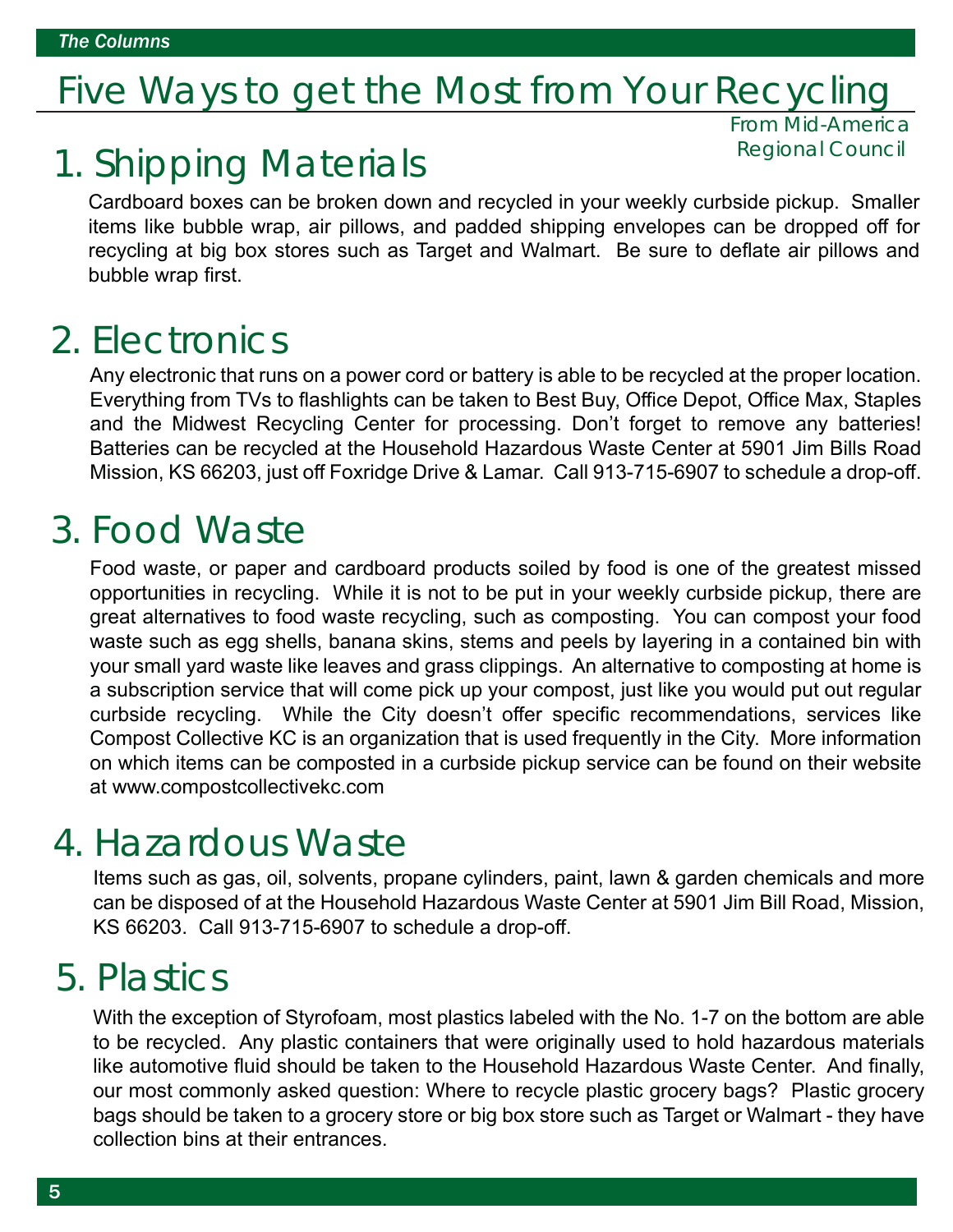# Five Ways to get the Most from Your Recycling

From Mid-America Regional Council

## 1. Shipping Materials

Cardboard boxes can be broken down and recycled in your weekly curbside pickup. Smaller items like bubble wrap, air pillows, and padded shipping envelopes can be dropped off for recycling at big box stores such as Target and Walmart. Be sure to deflate air pillows and bubble wrap first.

## 2. Electronics

Any electronic that runs on a power cord or battery is able to be recycled at the proper location. Everything from TVs to flashlights can be taken to Best Buy, Office Depot, Office Max, Staples and the Midwest Recycling Center for processing. Don't forget to remove any batteries! Batteries can be recycled at the Household Hazardous Waste Center at 5901 Jim Bills Road Mission, KS 66203, just off Foxridge Drive & Lamar. Call 913-715-6907 to schedule a drop-off.

## 3. Food Waste

Food waste, or paper and cardboard products soiled by food is one of the greatest missed opportunities in recycling. While it is not to be put in your weekly curbside pickup, there are great alternatives to food waste recycling, such as composting. You can compost your food waste such as egg shells, banana skins, stems and peels by layering in a contained bin with your small yard waste like leaves and grass clippings. An alternative to composting at home is a subscription service that will come pick up your compost, just like you would put out regular curbside recycling. While the City doesn't offer specific recommendations, services like Compost Collective KC is an organization that is used frequently in the City. More information on which items can be composted in a curbside pickup service can be found on their website at www.compostcollectivekc.com

## 4. Hazardous Waste

Items such as gas, oil, solvents, propane cylinders, paint, lawn & garden chemicals and more can be disposed of at the Household Hazardous Waste Center at 5901 Jim Bill Road, Mission, KS 66203. Call 913-715-6907 to schedule a drop-off.

## 5. Plastics

With the exception of Styrofoam, most plastics labeled with the No. 1-7 on the bottom are able to be recycled. Any plastic containers that were originally used to hold hazardous materials like automotive fluid should be taken to the Household Hazardous Waste Center. And finally, our most commonly asked question: Where to recycle plastic grocery bags? Plastic grocery bags should be taken to a grocery store or big box store such as Target or Walmart - they have collection bins at their entrances.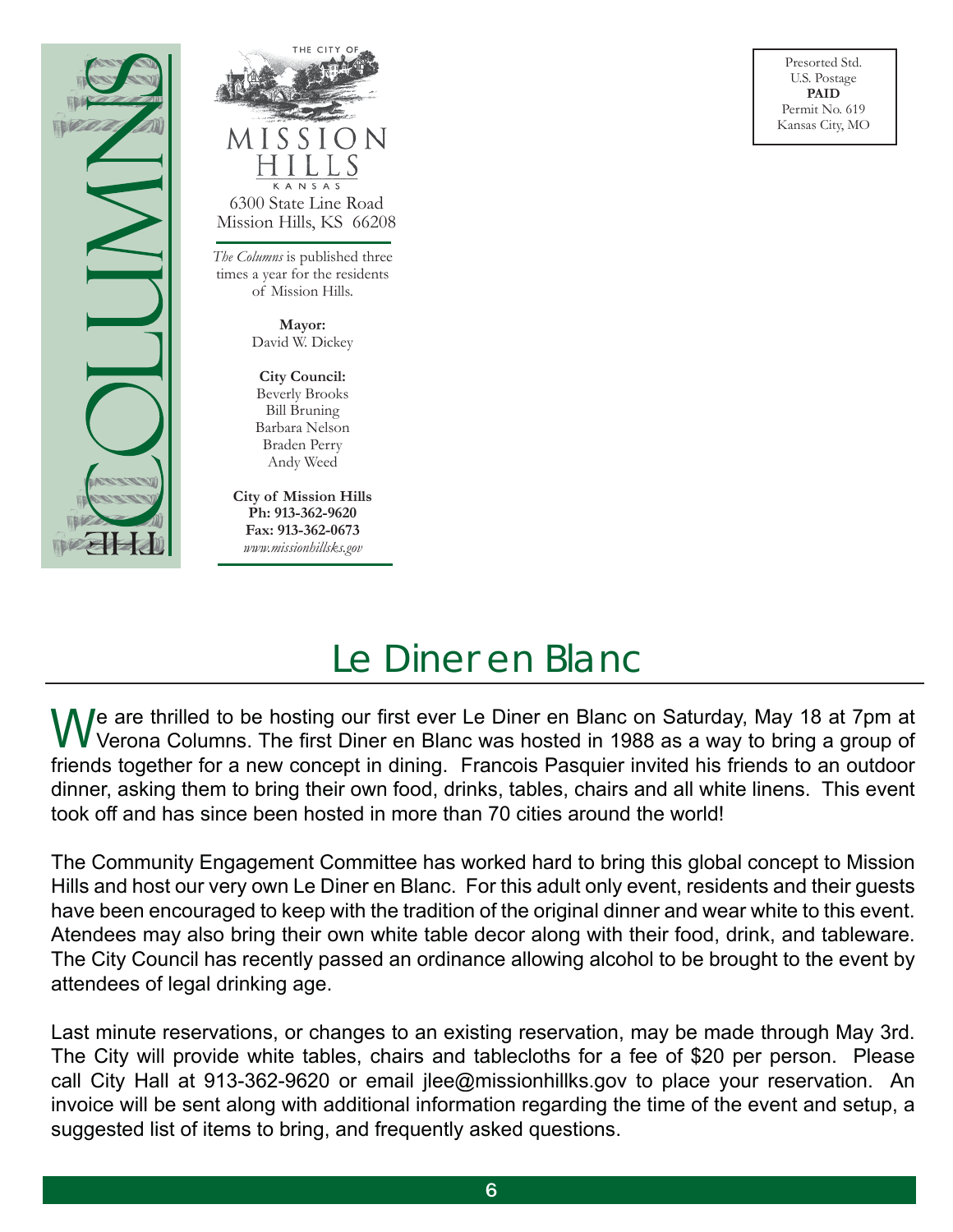THE COLUMNS

THE CITY OF

MISSION HILLS

KANSAS

6300 State Line Road
Mission Hills, KS 66208

*The Columns* is published three times a year for the residents of Mission Hills.

**Mayor:**
David W. Dickey

**City Council:**
Beverly Brooks
Bill Bruning
Barbara Nelson
Braden Perry
Andy Weed

**City of Mission Hills**
**Ph: 913-362-9620**
**Fax: 913-362-0673**
*www.missionhillsks.gov*

Presorted Std.
U.S. Postage
**PAID**
Permit No. 619
Kansas City, MO

# Le Diner en Blanc

We are thrilled to be hosting our first ever Le Diner en Blanc on Saturday, May 18 at 7pm at Verona Columns. The first Diner en Blanc was hosted in 1988 as a way to bring a group of friends together for a new concept in dining. Francois Pasquier invited his friends to an outdoor dinner, asking them to bring their own food, drinks, tables, chairs and all white linens. This event took off and has since been hosted in more than 70 cities around the world!

The Community Engagement Committee has worked hard to bring this global concept to Mission Hills and host our very own Le Diner en Blanc. For this adult only event, residents and their guests have been encouraged to keep with the tradition of the original dinner and wear white to this event. Atendees may also bring their own white table decor along with their food, drink, and tableware. The City Council has recently passed an ordinance allowing alcohol to be brought to the event by attendees of legal drinking age.

Last minute reservations, or changes to an existing reservation, may be made through May 3rd. The City will provide white tables, chairs and tablecloths for a fee of $20 per person. Please call City Hall at 913-362-9620 or email jlee@missionhillks.gov to place your reservation. An invoice will be sent along with additional information regarding the time of the event and setup, a suggested list of items to bring, and frequently asked questions.